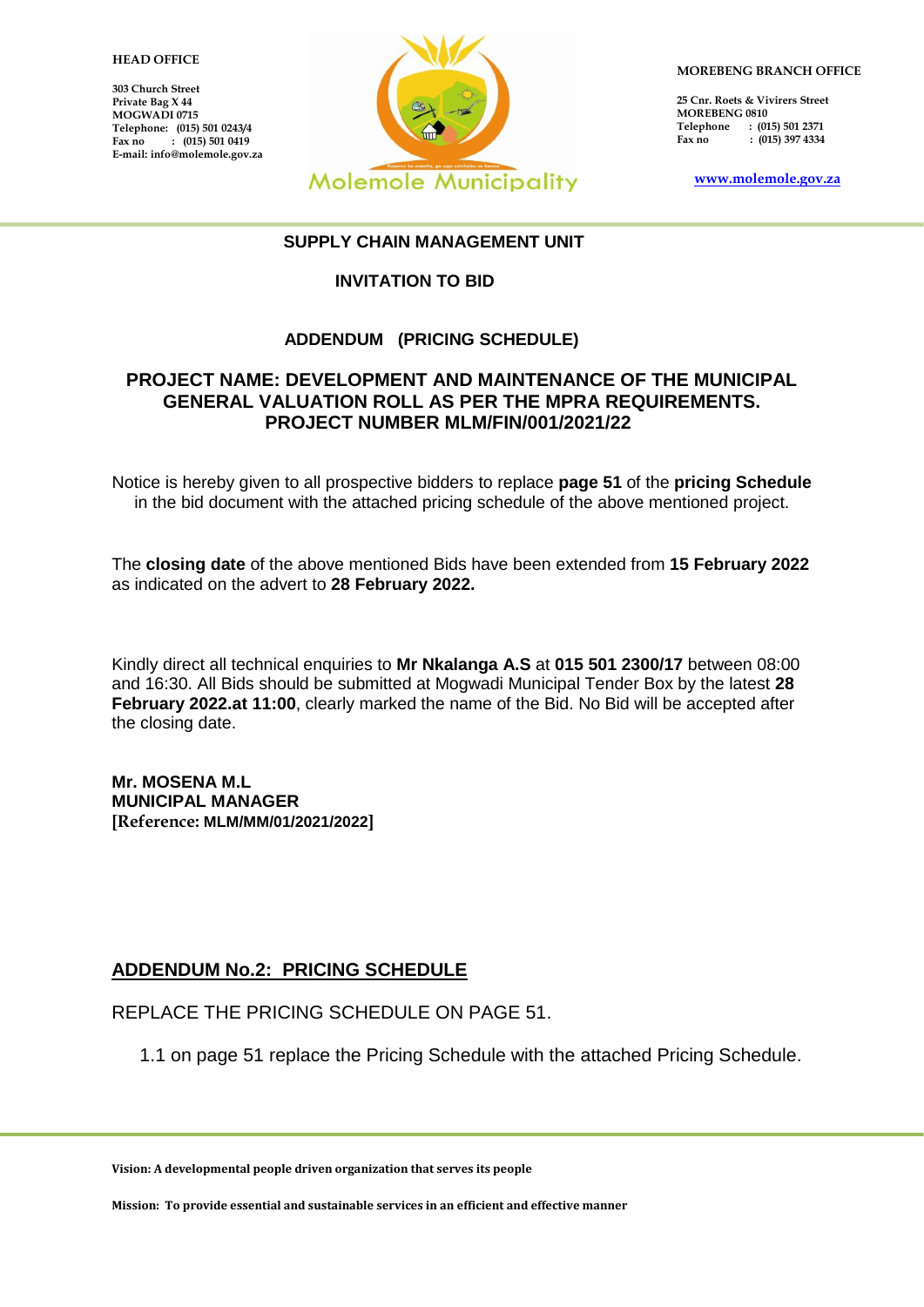**HEAD OFFICE**

**303 Church Street**
**Private Bag X 44**
**MOGWADI 0715**
**Telephone: (015) 501 0243/4**
**Fax no : (015) 501 0419**
**E-mail: info@molemole.gov.za**

Molemole Municipality

**MOREBENG BRANCH OFFICE**

**25 Cnr. Roets & Vivirers Street**
**MOREBENG 0810**
**Telephone : (015) 501 2371**
**Fax no : (015) 397 4334**

**www.molemole.gov.za**

**SUPPLY CHAIN MANAGEMENT UNIT**

**INVITATION TO BID**

**ADDENDUM (PRICING SCHEDULE)**

**PROJECT NAME: DEVELOPMENT AND MAINTENANCE OF THE MUNICIPAL GENERAL VALUATION ROLL AS PER THE MPRA REQUIREMENTS. PROJECT NUMBER MLM/FIN/001/2021/22**

Notice is hereby given to all prospective bidders to replace **page 51** of the **pricing Schedule** in the bid document with the attached pricing schedule of the above mentioned project.

The **closing date** of the above mentioned Bids have been extended from **15 February 2022** as indicated on the advert to **28 February 2022.**

Kindly direct all technical enquiries to **Mr Nkalanga A.S** at **015 501 2300/17** between 08:00 and 16:30. All Bids should be submitted at Mogwadi Municipal Tender Box by the latest **28 February 2022.at 11:00**, clearly marked the name of the Bid. No Bid will be accepted after the closing date.

**Mr. MOSENA M.L**
**MUNICIPAL MANAGER**
**[Reference: MLM/MM/01/2021/2022]**

## ADDENDUM No.2: PRICING SCHEDULE

REPLACE THE PRICING SCHEDULE ON PAGE 51.

1.1 on page 51 replace the Pricing Schedule with the attached Pricing Schedule.

**Vision: A developmental people driven organization that serves its people**

**Mission: To provide essential and sustainable services in an efficient and effective manner**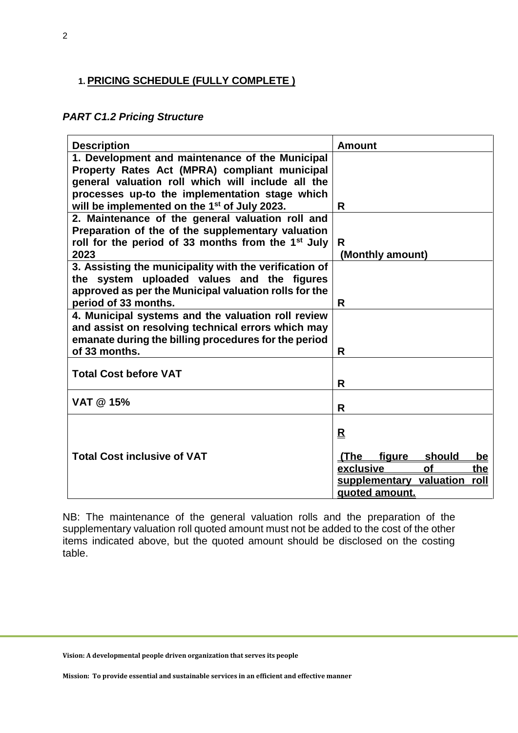## 1. PRICING SCHEDULE (FULLY COMPLETE )

***PART C1.2 Pricing Structure***

| **Description** | **Amount** |
|---|---|
| **1. Development and maintenance of the Municipal Property Rates Act (MPRA) compliant municipal general valuation roll which will include all the processes up-to the implementation stage which will be implemented on the 1st of July 2023.** | **R** |
| **2. Maintenance of the general valuation roll and Preparation of the of the supplementary valuation roll for the period of 33 months from the 1st July 2023** | **R** <br> **(Monthly amount)** |
| **3. Assisting the municipality with the verification of the system uploaded values and the figures approved as per the Municipal valuation rolls for the period of 33 months.** | **R** |
| **4. Municipal systems and the valuation roll review and assist on resolving technical errors which may emanate during the billing procedures for the period of 33 months.** | **R** |
| **Total Cost before VAT** | **R** |
| **VAT @ 15%** | **R** |
| **Total Cost inclusive of VAT** | **R** <br> **(The figure should be exclusive of the supplementary valuation roll quoted amount.** |

NB: The maintenance of the general valuation rolls and the preparation of the supplementary valuation roll quoted amount must not be added to the cost of the other items indicated above, but the quoted amount should be disclosed on the costing table.